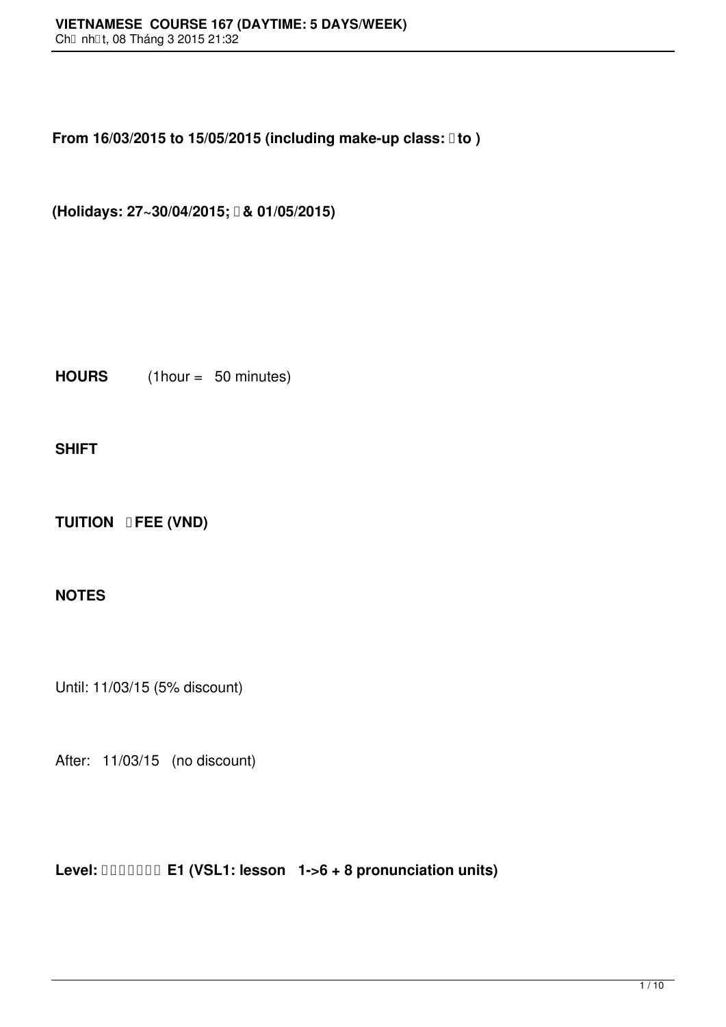**From 16/03/2015 to 15/05/2015 (including make-up class: to )**

**(Holidays: 27~30/04/2015; & 01/05/2015)**

**HOURS** (1hour = 50 minutes)

**SHIFT**

**TUITION FEE (VND)**

**NOTES**

Until: 11/03/15 (5% discount)

After: 11/03/15 (no discount)

**Level: E1 (VSL1: lesson 1->6 + 8 pronunciation units)**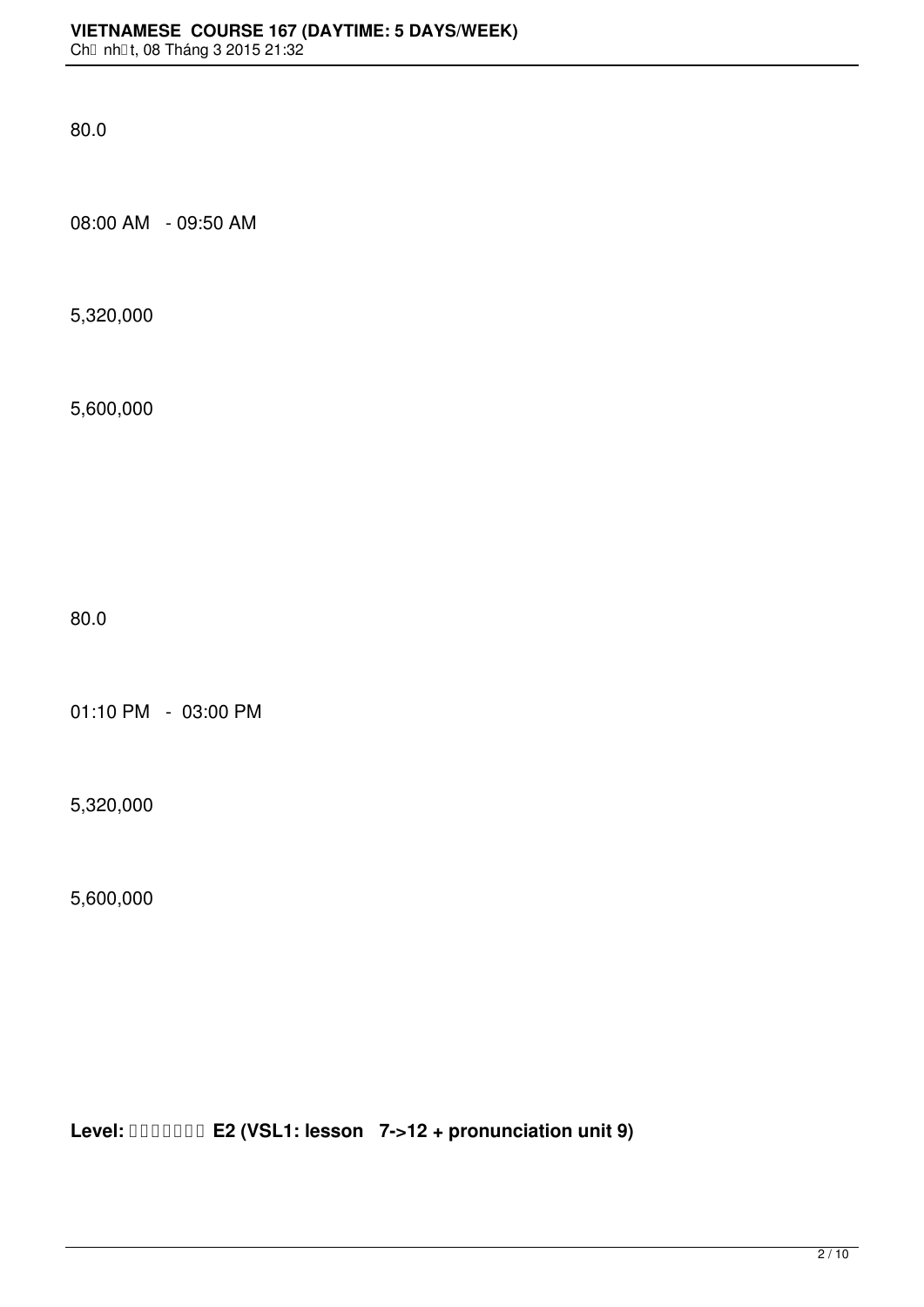80.0

08:00 AM   - 09:50 AM

5,320,000

5,600,000

80.0

01:10 PM   -  03:00 PM

5,320,000

5,600,000

**Level: E2 (VSL1: lesson   7->12 + pronunciation unit 9)**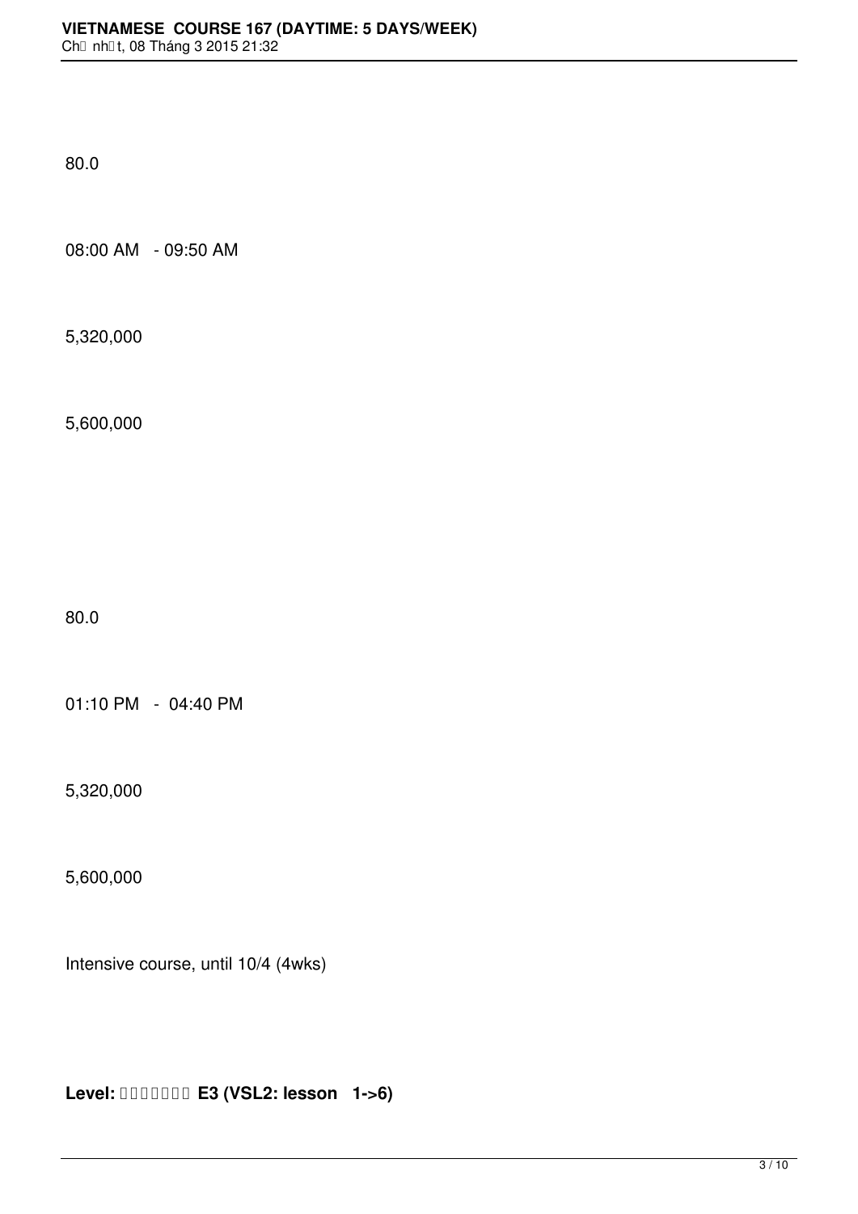80.0

08:00 AM   - 09:50 AM

5,320,000

5,600,000

80.0

01:10 PM   -  04:40 PM

5,320,000

5,600,000

Intensive course, until 10/4 (4wks)

**Level: E3 (VSL2: lesson   1->6)**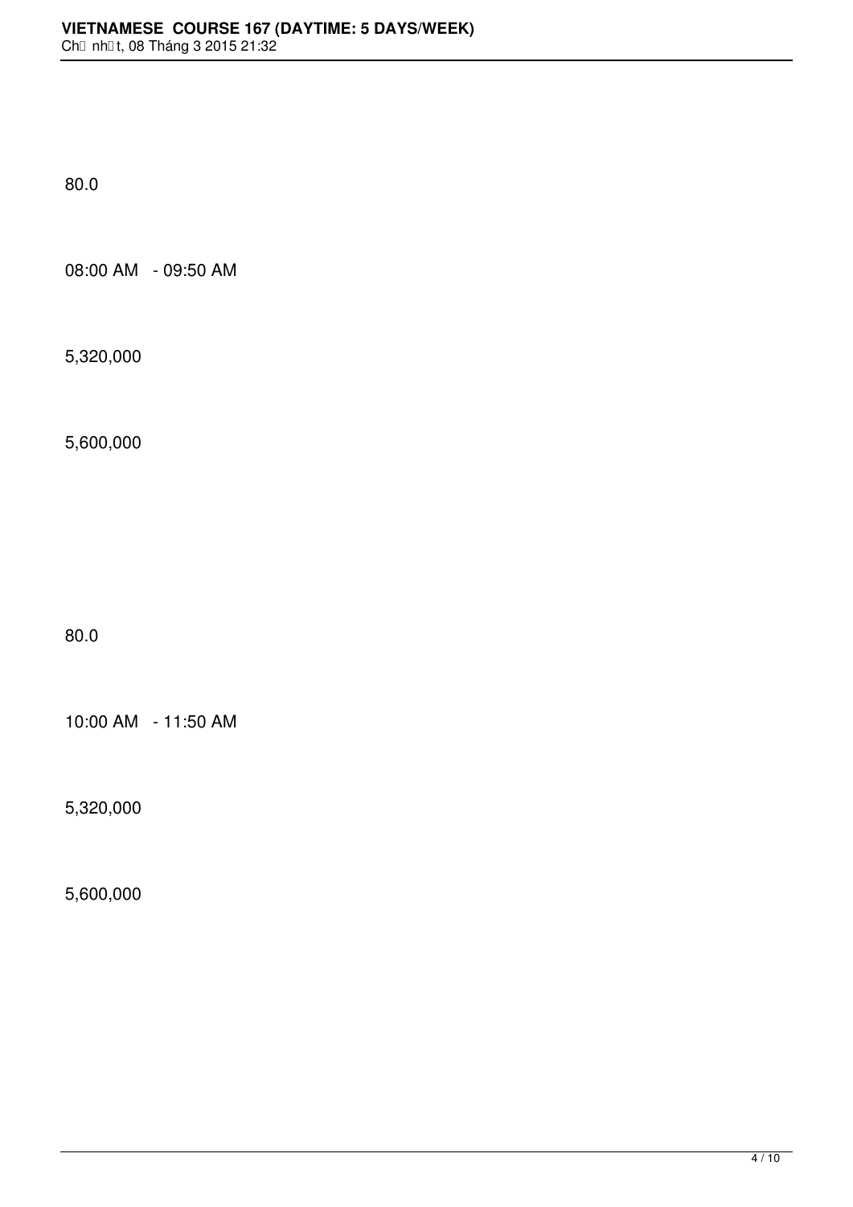80.0

08:00 AM - 09:50 AM

5,320,000

5,600,000

80.0

10:00 AM - 11:50 AM

5,320,000

5,600,000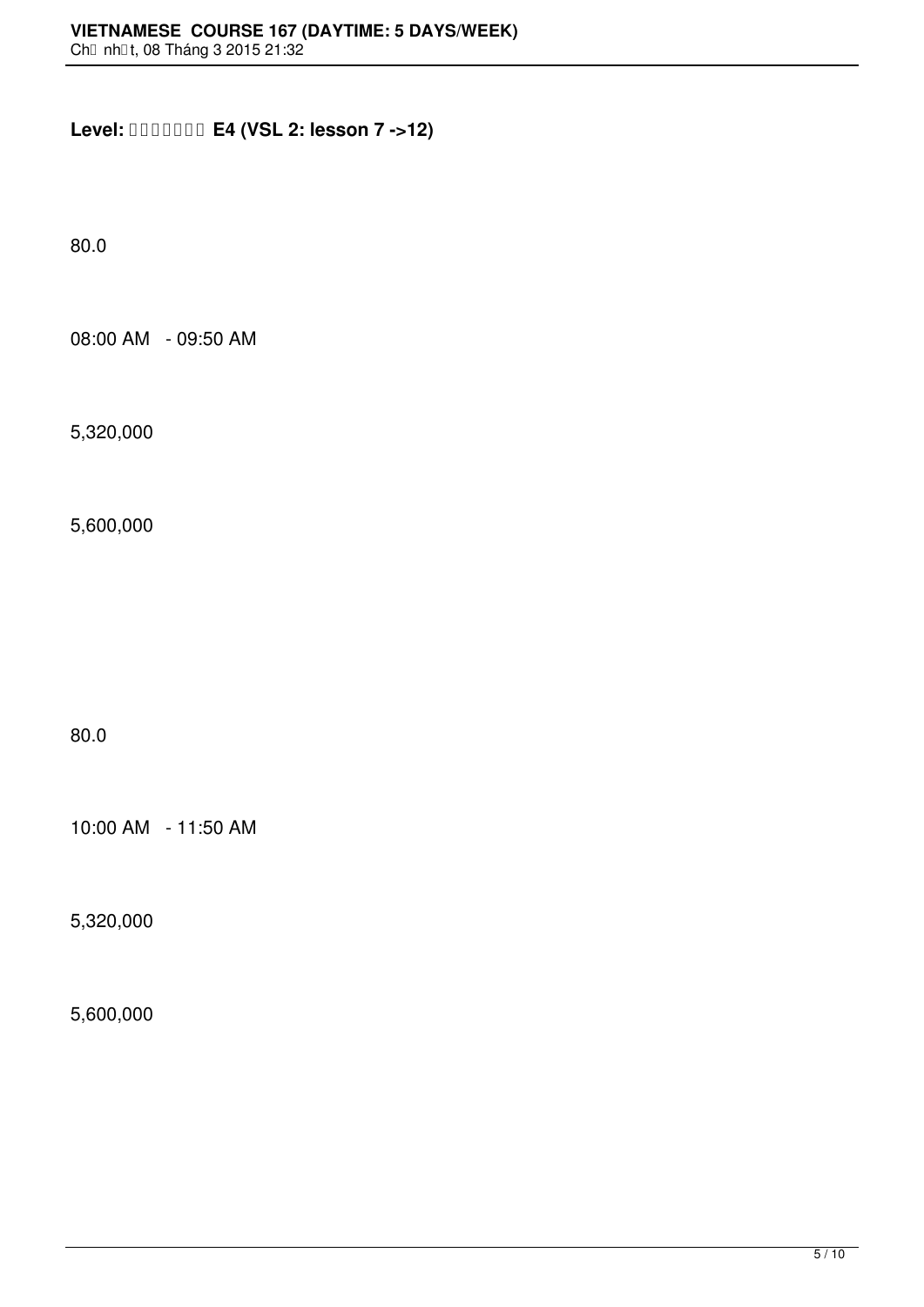**Level: □□□□□□□ E4 (VSL 2: lesson 7 ->12)**

80.0

08:00 AM - 09:50 AM

5,320,000

5,600,000

80.0

10:00 AM - 11:50 AM

5,320,000

5,600,000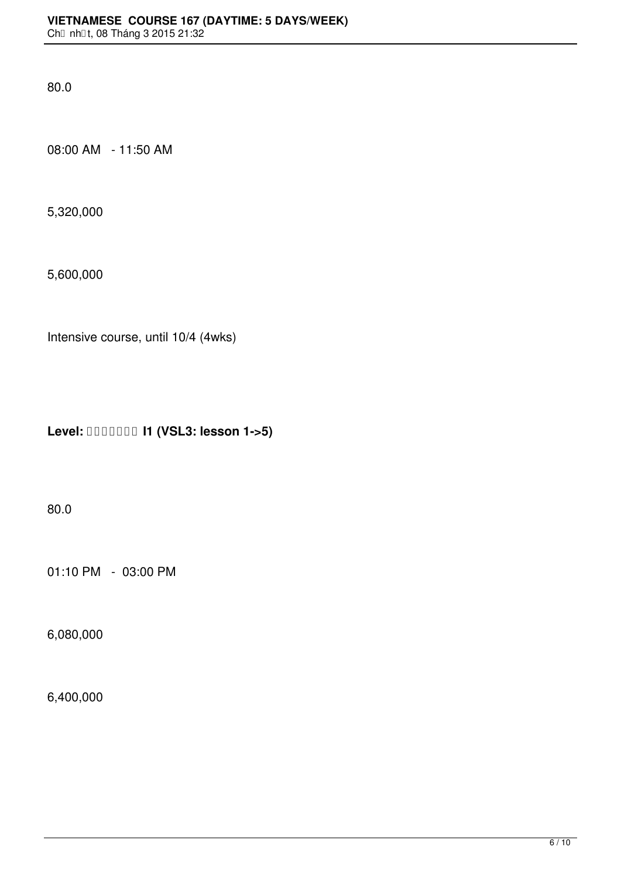80.0

08:00 AM - 11:50 AM

5,320,000

5,600,000

Intensive course, until 10/4 (4wks)

**Level: I1 (VSL3: lesson 1->5)**

80.0

01:10 PM - 03:00 PM

6,080,000

6,400,000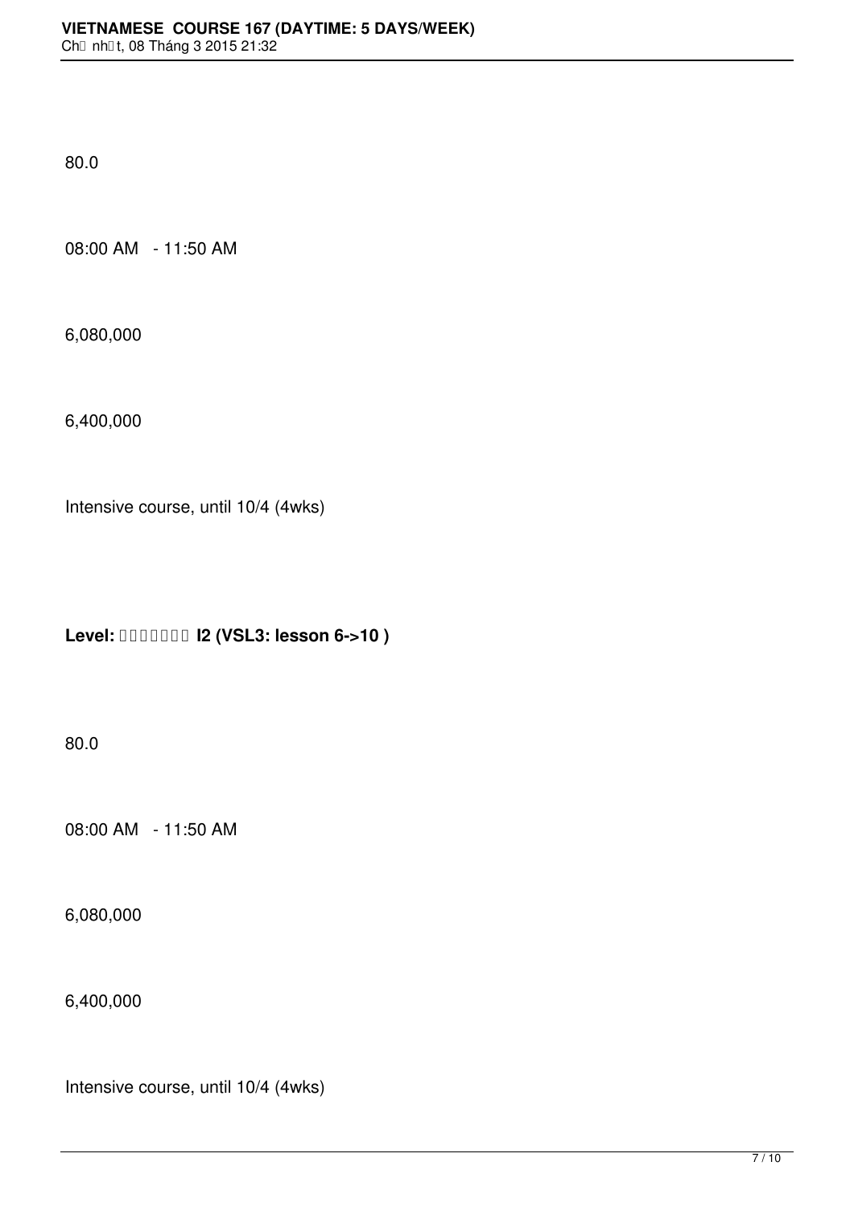80.0

08:00 AM - 11:50 AM

6,080,000

6,400,000

Intensive course, until 10/4 (4wks)

**Level: I2 (VSL3: lesson 6->10 )**

80.0

08:00 AM - 11:50 AM

6,080,000

6,400,000

Intensive course, until 10/4 (4wks)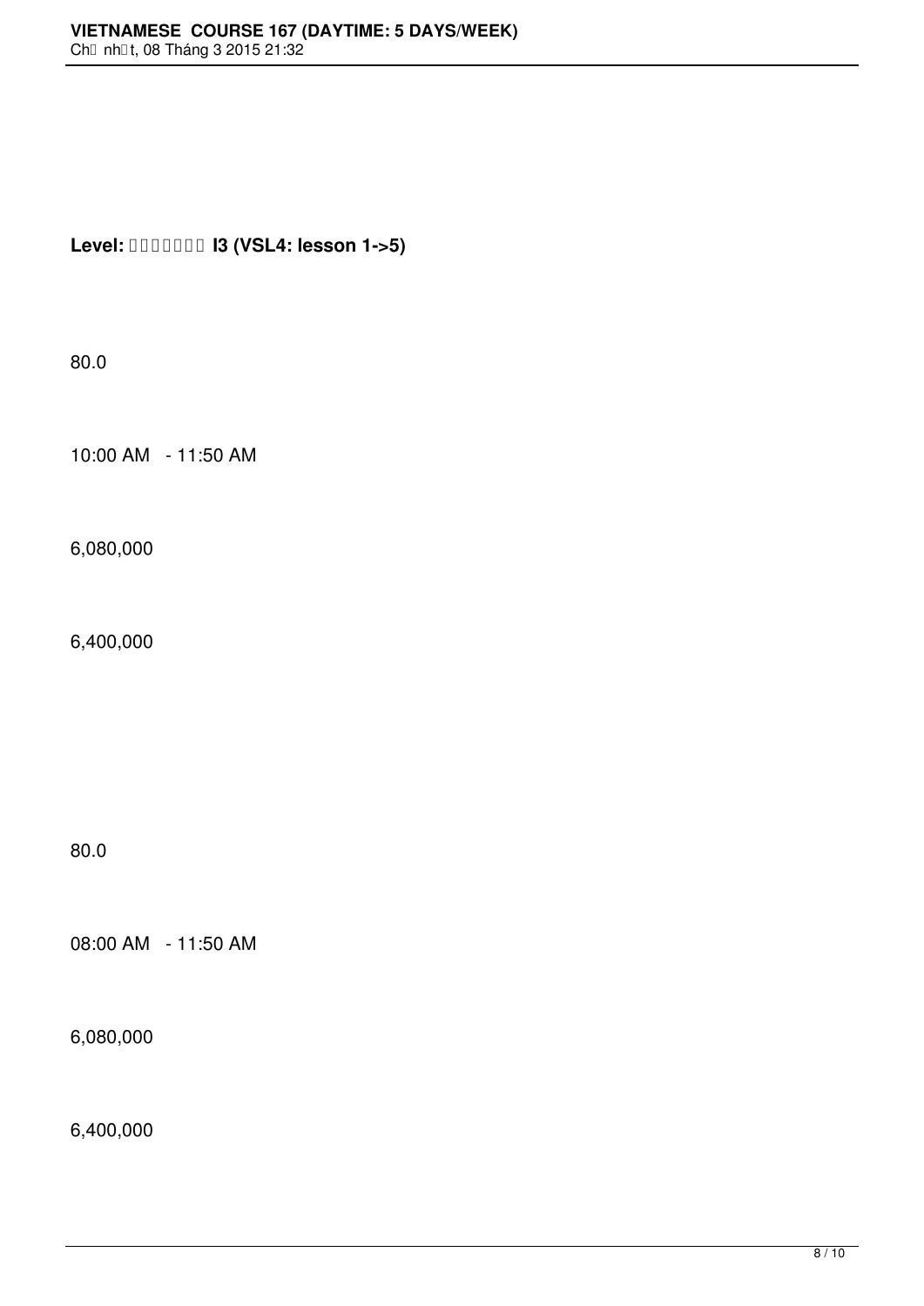**Level: □□□□□□□ I3 (VSL4: lesson 1->5)**

80.0

10:00 AM - 11:50 AM

6,080,000

6,400,000

80.0

08:00 AM - 11:50 AM

6,080,000

6,400,000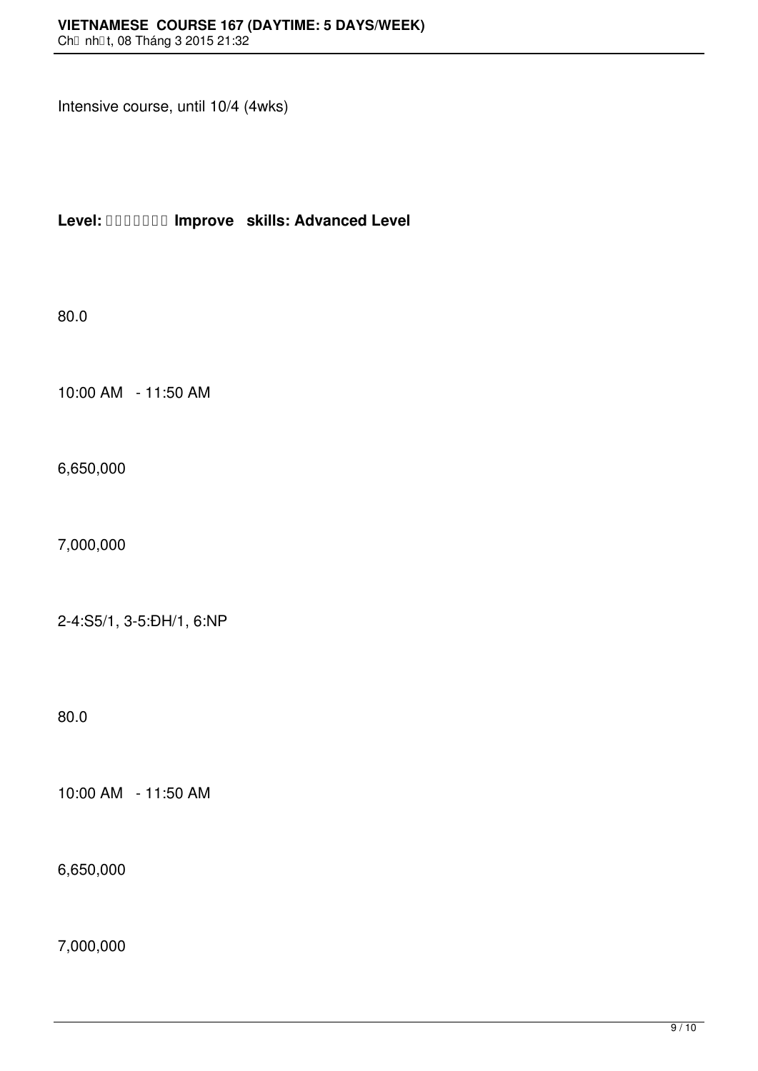Intensive course, until 10/4 (4wks)

**Level: ������� Improve skills: Advanced Level**

80.0

10:00 AM - 11:50 AM

6,650,000

7,000,000

2-4:S5/1, 3-5:ĐH/1, 6:NP

80.0

10:00 AM - 11:50 AM

6,650,000

7,000,000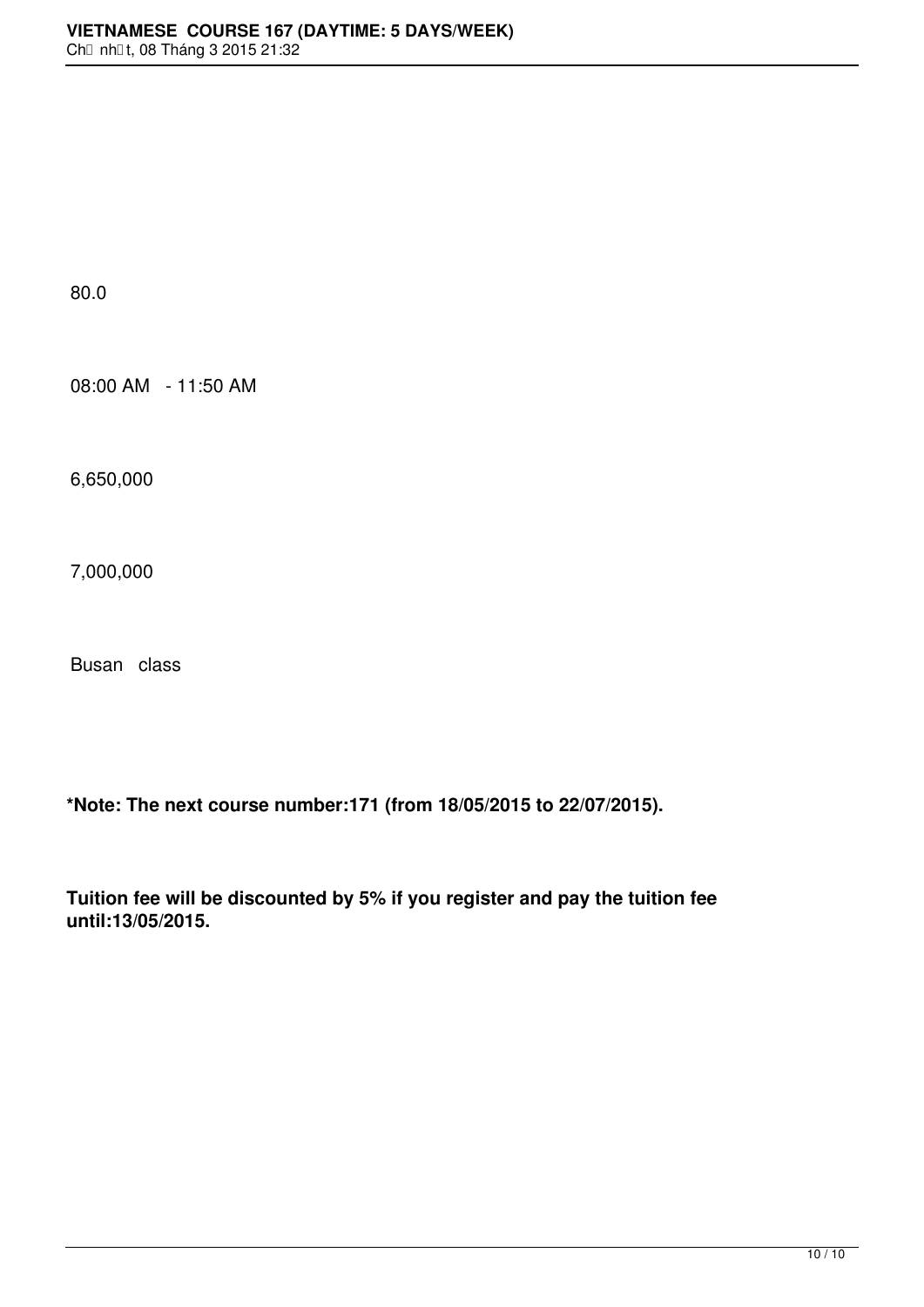80.0

08:00 AM - 11:50 AM

6,650,000

7,000,000

Busan class

**\*Note: The next course number:171 (from 18/05/2015 to 22/07/2015).**

**Tuition fee will be discounted by 5% if you register and pay the tuition fee until:13/05/2015.**